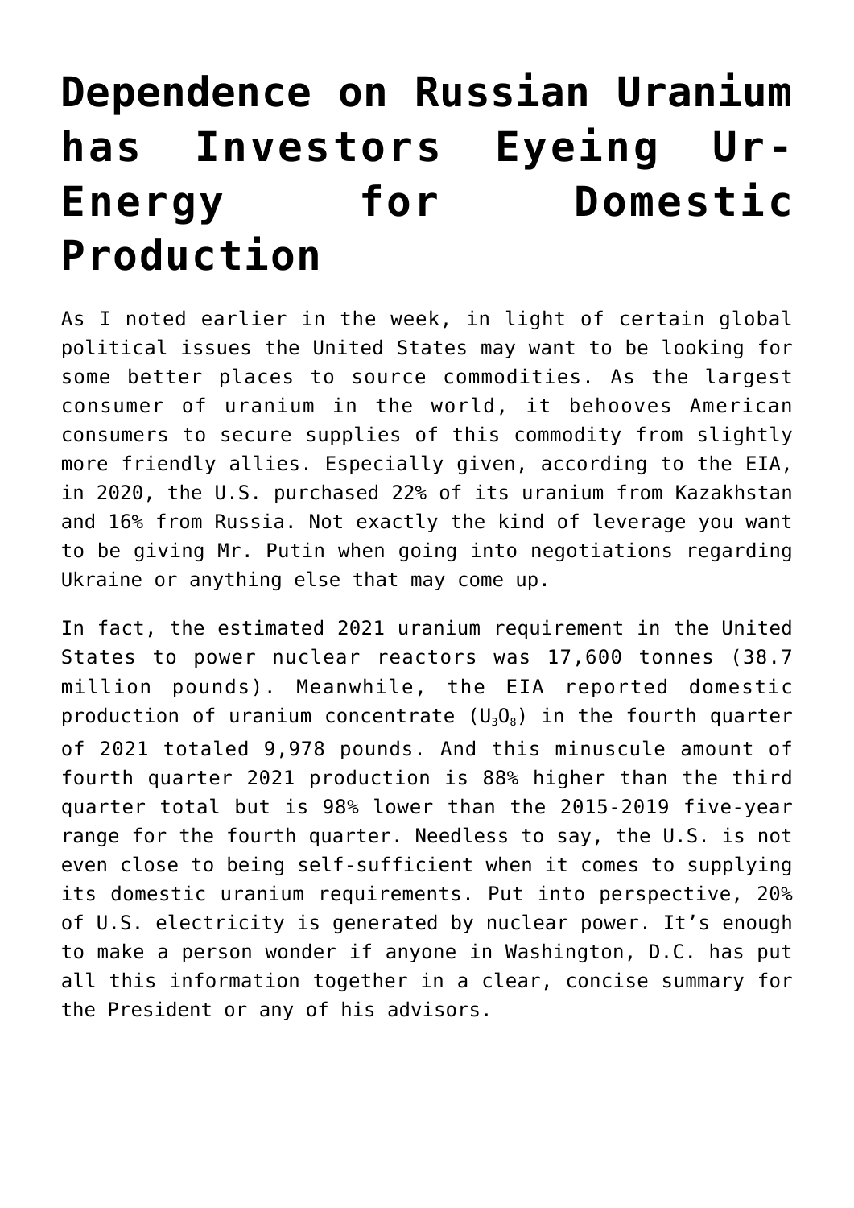# Dependence on Russian Uranium has Investors Eyeing Ur-Energy for Domestic Production

As I noted earlier in the week, in light of certain global political issues the United States may want to be looking for some better places to source commodities. As the largest consumer of uranium in the world, it behooves American consumers to secure supplies of this commodity from slightly more friendly allies. Especially given, according to the EIA, in 2020, the U.S. purchased 22% of its uranium from Kazakhstan and 16% from Russia. Not exactly the kind of leverage you want to be giving Mr. Putin when going into negotiations regarding Ukraine or anything else that may come up.

In fact, the estimated 2021 uranium requirement in the United States to power nuclear reactors was 17,600 tonnes (38.7 million pounds). Meanwhile, the EIA reported domestic production of uranium concentrate ($U_3O_8$) in the fourth quarter of 2021 totaled 9,978 pounds. And this minuscule amount of fourth quarter 2021 production is 88% higher than the third quarter total but is 98% lower than the 2015-2019 five-year range for the fourth quarter. Needless to say, the U.S. is not even close to being self-sufficient when it comes to supplying its domestic uranium requirements. Put into perspective, 20% of U.S. electricity is generated by nuclear power. It's enough to make a person wonder if anyone in Washington, D.C. has put all this information together in a clear, concise summary for the President or any of his advisors.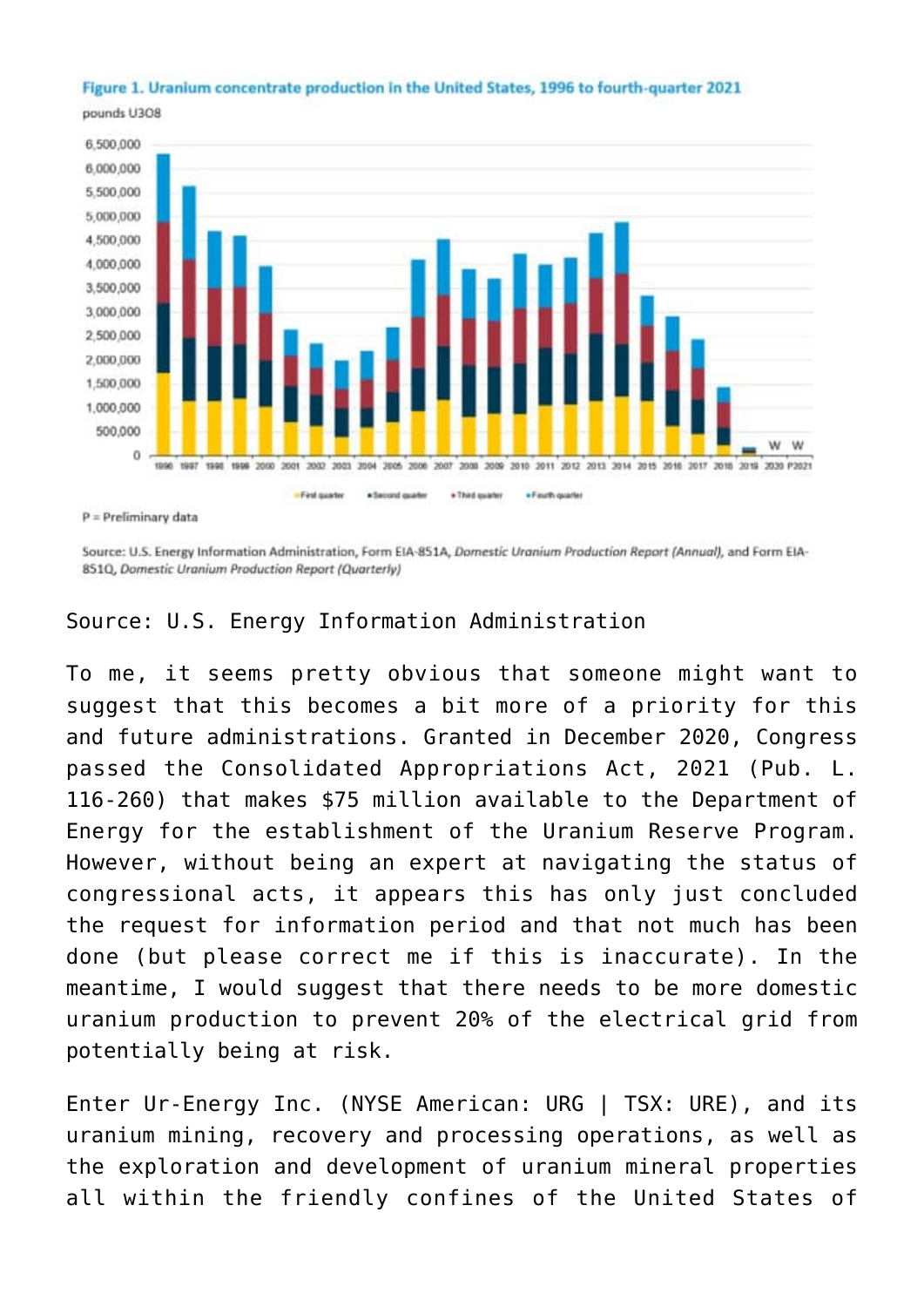**Figure 1. Uranium concentrate production in the United States, 1996 to fourth-quarter 2021**

P = Preliminary data

Source: U.S. Energy Information Administration, Form EIA-851A, *Domestic Uranium Production Report (Annual)*, and Form EIA-851Q, *Domestic Uranium Production Report (Quarterly)*

Source: U.S. Energy Information Administration

To me, it seems pretty obvious that someone might want to suggest that this becomes a bit more of a priority for this and future administrations. Granted in December 2020, Congress passed the Consolidated Appropriations Act, 2021 (Pub. L. 116-260) that makes $75 million available to the Department of Energy for the establishment of the Uranium Reserve Program. However, without being an expert at navigating the status of congressional acts, it appears this has only just concluded the request for information period and that not much has been done (but please correct me if this is inaccurate). In the meantime, I would suggest that there needs to be more domestic uranium production to prevent 20% of the electrical grid from potentially being at risk.

Enter Ur-Energy Inc. (NYSE American: URG | TSX: URE), and its uranium mining, recovery and processing operations, as well as the exploration and development of uranium mineral properties all within the friendly confines of the United States of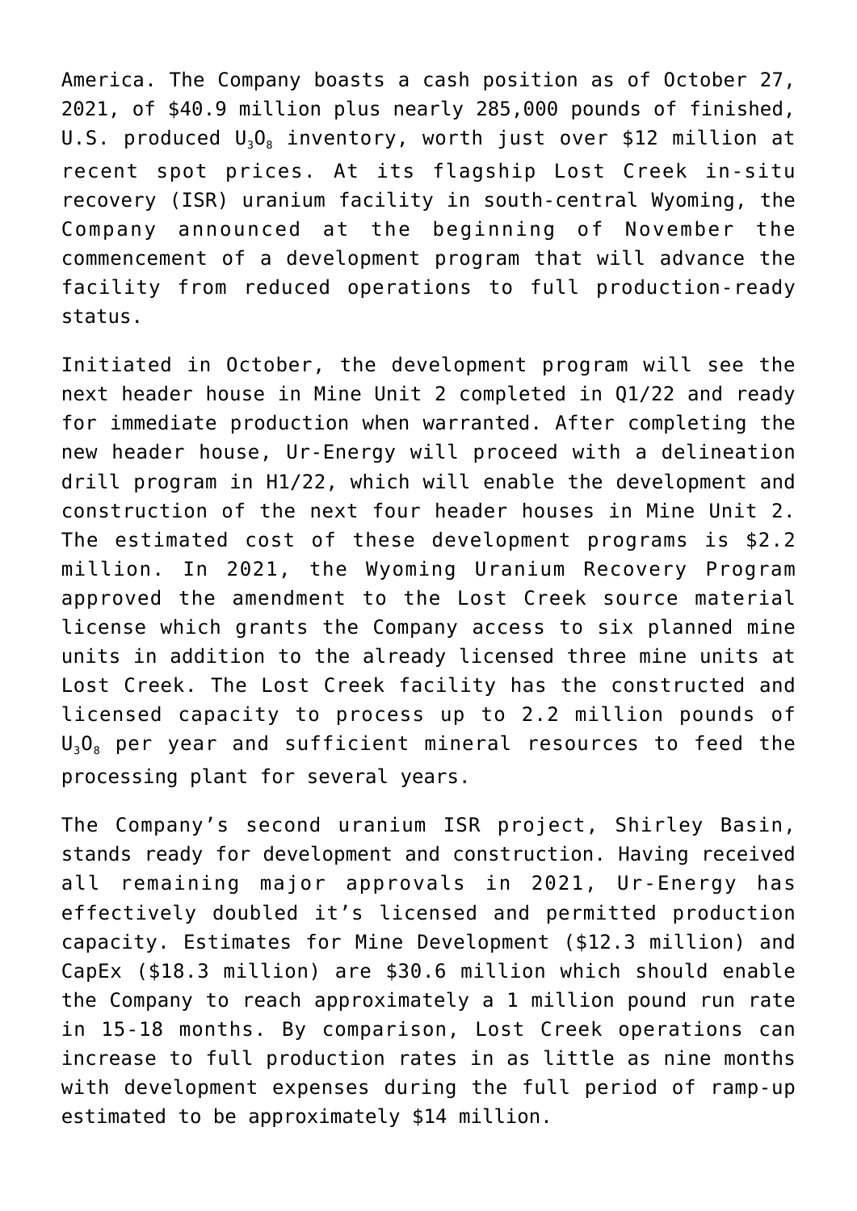America. The Company boasts a cash position as of October 27, 2021, of $40.9 million plus nearly 285,000 pounds of finished, U.S. produced $U_3O_8$ inventory, worth just over $12 million at recent spot prices. At its flagship Lost Creek in-situ recovery (ISR) uranium facility in south-central Wyoming, the Company announced at the beginning of November the commencement of a development program that will advance the facility from reduced operations to full production-ready status.

Initiated in October, the development program will see the next header house in Mine Unit 2 completed in Q1/22 and ready for immediate production when warranted. After completing the new header house, Ur-Energy will proceed with a delineation drill program in H1/22, which will enable the development and construction of the next four header houses in Mine Unit 2. The estimated cost of these development programs is $2.2 million. In 2021, the Wyoming Uranium Recovery Program approved the amendment to the Lost Creek source material license which grants the Company access to six planned mine units in addition to the already licensed three mine units at Lost Creek. The Lost Creek facility has the constructed and licensed capacity to process up to 2.2 million pounds of $U_3O_8$ per year and sufficient mineral resources to feed the processing plant for several years.

The Company's second uranium ISR project, Shirley Basin, stands ready for development and construction. Having received all remaining major approvals in 2021, Ur-Energy has effectively doubled it's licensed and permitted production capacity. Estimates for Mine Development ($12.3 million) and CapEx ($18.3 million) are $30.6 million which should enable the Company to reach approximately a 1 million pound run rate in 15-18 months. By comparison, Lost Creek operations can increase to full production rates in as little as nine months with development expenses during the full period of ramp-up estimated to be approximately $14 million.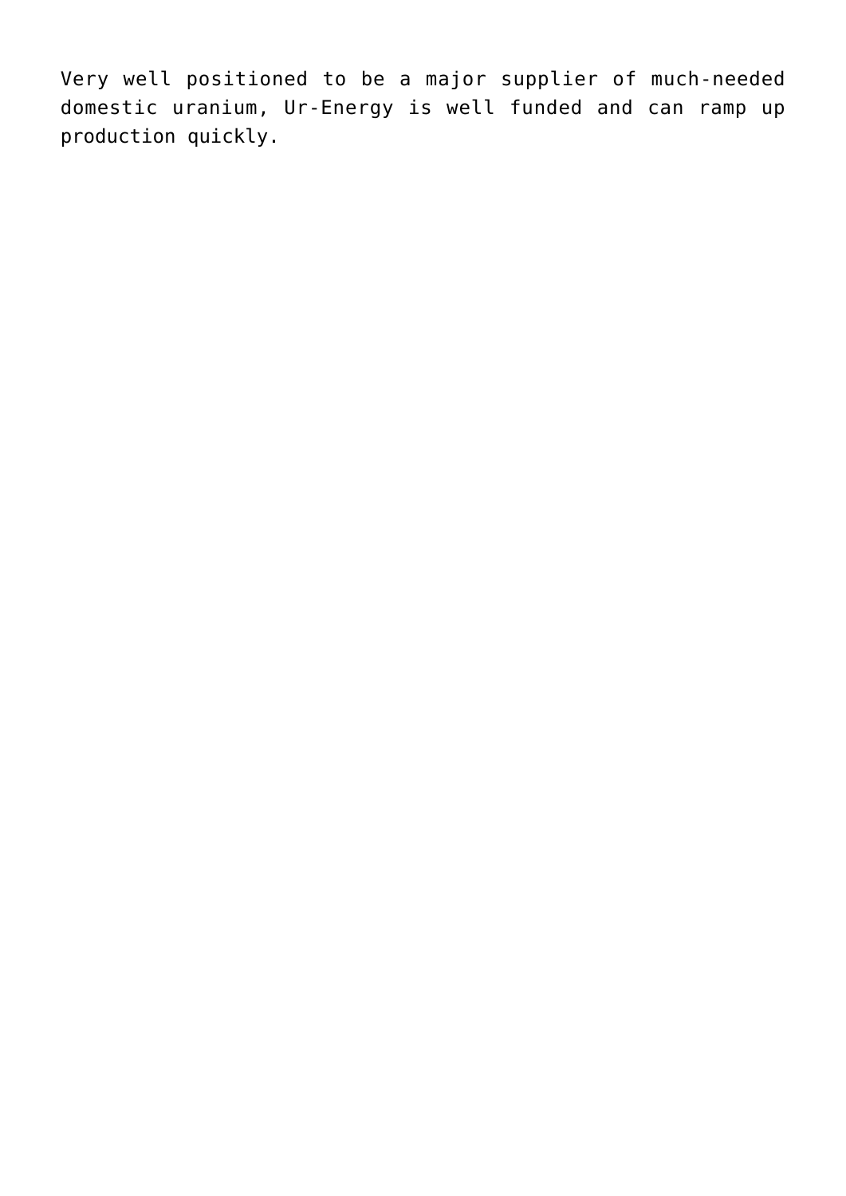Very well positioned to be a major supplier of much-needed domestic uranium, Ur-Energy is well funded and can ramp up production quickly.